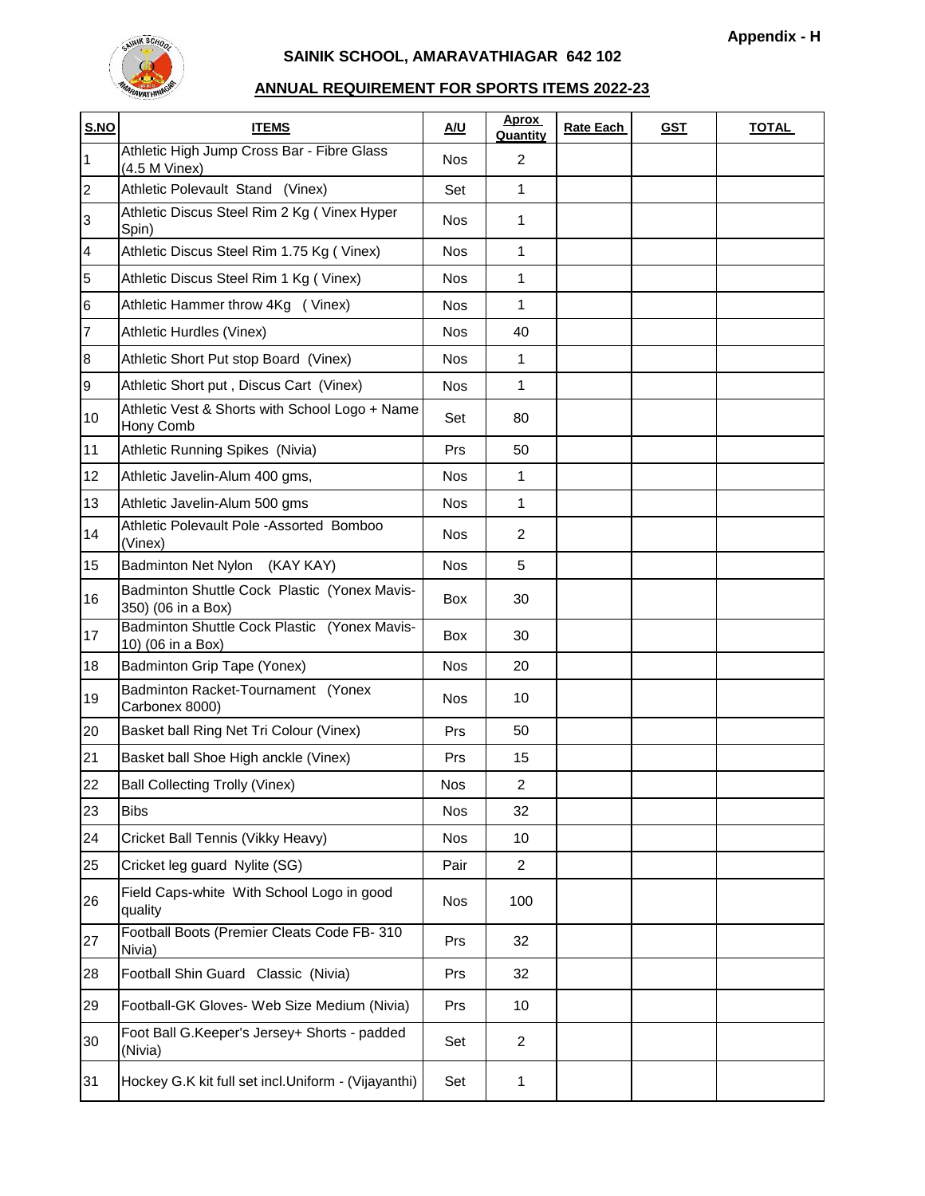Appendix - H

## SAINIK SCHOOL, AMARAVATHIAGAR 642 102

### ANNUAL REQUIREMENT FOR SPORTS ITEMS 2022-23

| S.NO | ITEMS | A/U | Aprox Quantity | Rate Each | GST | TOTAL |
|---|---|---|---|---|---|---|
| 1 | Athletic High Jump Cross Bar - Fibre Glass (4.5 M Vinex) | Nos | 2 | | | |
| 2 | Athletic Polevault Stand (Vinex) | Set | 1 | | | |
| 3 | Athletic Discus Steel Rim 2 Kg ( Vinex Hyper Spin) | Nos | 1 | | | |
| 4 | Athletic Discus Steel Rim 1.75 Kg ( Vinex) | Nos | 1 | | | |
| 5 | Athletic Discus Steel Rim 1 Kg ( Vinex) | Nos | 1 | | | |
| 6 | Athletic Hammer throw 4Kg ( Vinex) | Nos | 1 | | | |
| 7 | Athletic Hurdles (Vinex) | Nos | 40 | | | |
| 8 | Athletic Short Put stop Board (Vinex) | Nos | 1 | | | |
| 9 | Athletic Short put , Discus Cart (Vinex) | Nos | 1 | | | |
| 10 | Athletic Vest & Shorts with School Logo + Name Hony Comb | Set | 80 | | | |
| 11 | Athletic Running Spikes (Nivia) | Prs | 50 | | | |
| 12 | Athletic Javelin-Alum 400 gms, | Nos | 1 | | | |
| 13 | Athletic Javelin-Alum 500 gms | Nos | 1 | | | |
| 14 | Athletic Polevault Pole -Assorted Bomboo (Vinex) | Nos | 2 | | | |
| 15 | Badminton Net Nylon (KAY KAY) | Nos | 5 | | | |
| 16 | Badminton Shuttle Cock Plastic (Yonex Mavis-350) (06 in a Box) | Box | 30 | | | |
| 17 | Badminton Shuttle Cock Plastic (Yonex Mavis-10) (06 in a Box) | Box | 30 | | | |
| 18 | Badminton Grip Tape (Yonex) | Nos | 20 | | | |
| 19 | Badminton Racket-Tournament (Yonex Carbonex 8000) | Nos | 10 | | | |
| 20 | Basket ball Ring Net Tri Colour (Vinex) | Prs | 50 | | | |
| 21 | Basket ball Shoe High anckle (Vinex) | Prs | 15 | | | |
| 22 | Ball Collecting Trolly (Vinex) | Nos | 2 | | | |
| 23 | Bibs | Nos | 32 | | | |
| 24 | Cricket Ball Tennis (Vikky Heavy) | Nos | 10 | | | |
| 25 | Cricket leg guard Nylite (SG) | Pair | 2 | | | |
| 26 | Field Caps-white With School Logo in good quality | Nos | 100 | | | |
| 27 | Football Boots (Premier Cleats Code FB- 310 Nivia) | Prs | 32 | | | |
| 28 | Football Shin Guard Classic (Nivia) | Prs | 32 | | | |
| 29 | Football-GK Gloves- Web Size Medium (Nivia) | Prs | 10 | | | |
| 30 | Foot Ball G.Keeper's Jersey+ Shorts - padded (Nivia) | Set | 2 | | | |
| 31 | Hockey G.K kit full set incl.Uniform - (Vijayanthi) | Set | 1 | | | |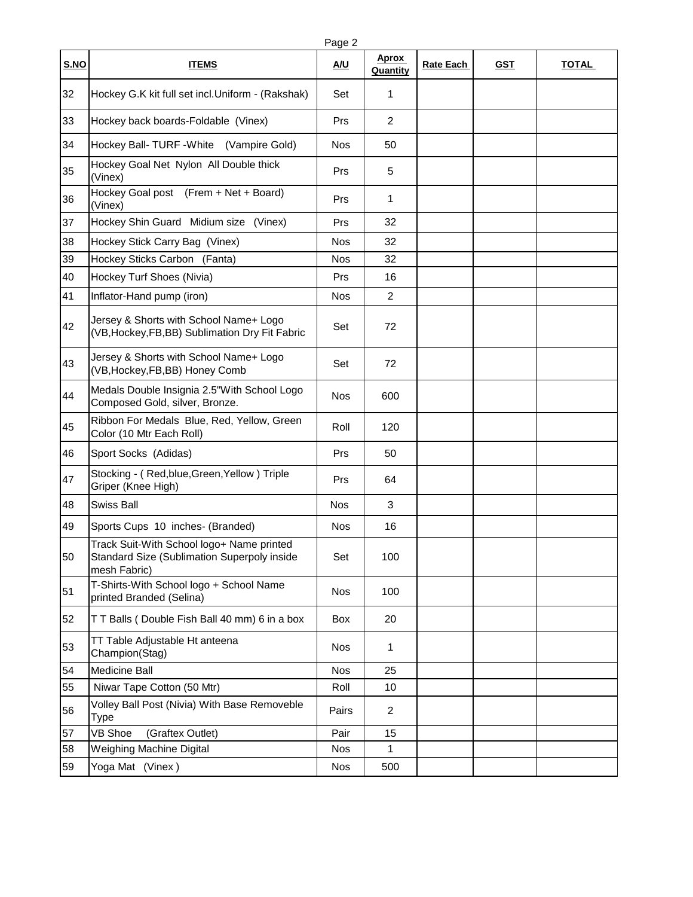| S.NO | ITEMS | A/U | Aprox Quantity | Rate Each | GST | TOTAL |
|---|---|---|---|---|---|---|
| 32 | Hockey G.K kit full set incl.Uniform - (Rakshak) | Set | 1 | | | |
| 33 | Hockey back boards-Foldable (Vinex) | Prs | 2 | | | |
| 34 | Hockey Ball- TURF -White (Vampire Gold) | Nos | 50 | | | |
| 35 | Hockey Goal Net Nylon All Double thick (Vinex) | Prs | 5 | | | |
| 36 | Hockey Goal post (Frem + Net + Board) (Vinex) | Prs | 1 | | | |
| 37 | Hockey Shin Guard Midium size (Vinex) | Prs | 32 | | | |
| 38 | Hockey Stick Carry Bag (Vinex) | Nos | 32 | | | |
| 39 | Hockey Sticks Carbon (Fanta) | Nos | 32 | | | |
| 40 | Hockey Turf Shoes (Nivia) | Prs | 16 | | | |
| 41 | Inflator-Hand pump (iron) | Nos | 2 | | | |
| 42 | Jersey & Shorts with School Name+ Logo (VB,Hockey,FB,BB) Sublimation Dry Fit Fabric | Set | 72 | | | |
| 43 | Jersey & Shorts with School Name+ Logo (VB,Hockey,FB,BB) Honey Comb | Set | 72 | | | |
| 44 | Medals Double Insignia 2.5"With School Logo Composed Gold, silver, Bronze. | Nos | 600 | | | |
| 45 | Ribbon For Medals Blue, Red, Yellow, Green Color (10 Mtr Each Roll) | Roll | 120 | | | |
| 46 | Sport Socks (Adidas) | Prs | 50 | | | |
| 47 | Stocking - ( Red,blue,Green,Yellow ) Triple Griper (Knee High) | Prs | 64 | | | |
| 48 | Swiss Ball | Nos | 3 | | | |
| 49 | Sports Cups 10 inches- (Branded) | Nos | 16 | | | |
| 50 | Track Suit-With School logo+ Name printed Standard Size (Sublimation Superpoly inside mesh Fabric) | Set | 100 | | | |
| 51 | T-Shirts-With School logo + School Name printed Branded (Selina) | Nos | 100 | | | |
| 52 | T T Balls ( Double Fish Ball 40 mm) 6 in a box | Box | 20 | | | |
| 53 | TT Table Adjustable Ht anteena Champion(Stag) | Nos | 1 | | | |
| 54 | Medicine Ball | Nos | 25 | | | |
| 55 | Niwar Tape Cotton (50 Mtr) | Roll | 10 | | | |
| 56 | Volley Ball Post (Nivia) With Base Removeble Type | Pairs | 2 | | | |
| 57 | VB Shoe (Graftex Outlet) | Pair | 15 | | | |
| 58 | Weighing Machine Digital | Nos | 1 | | | |
| 59 | Yoga Mat (Vinex ) | Nos | 500 | | | |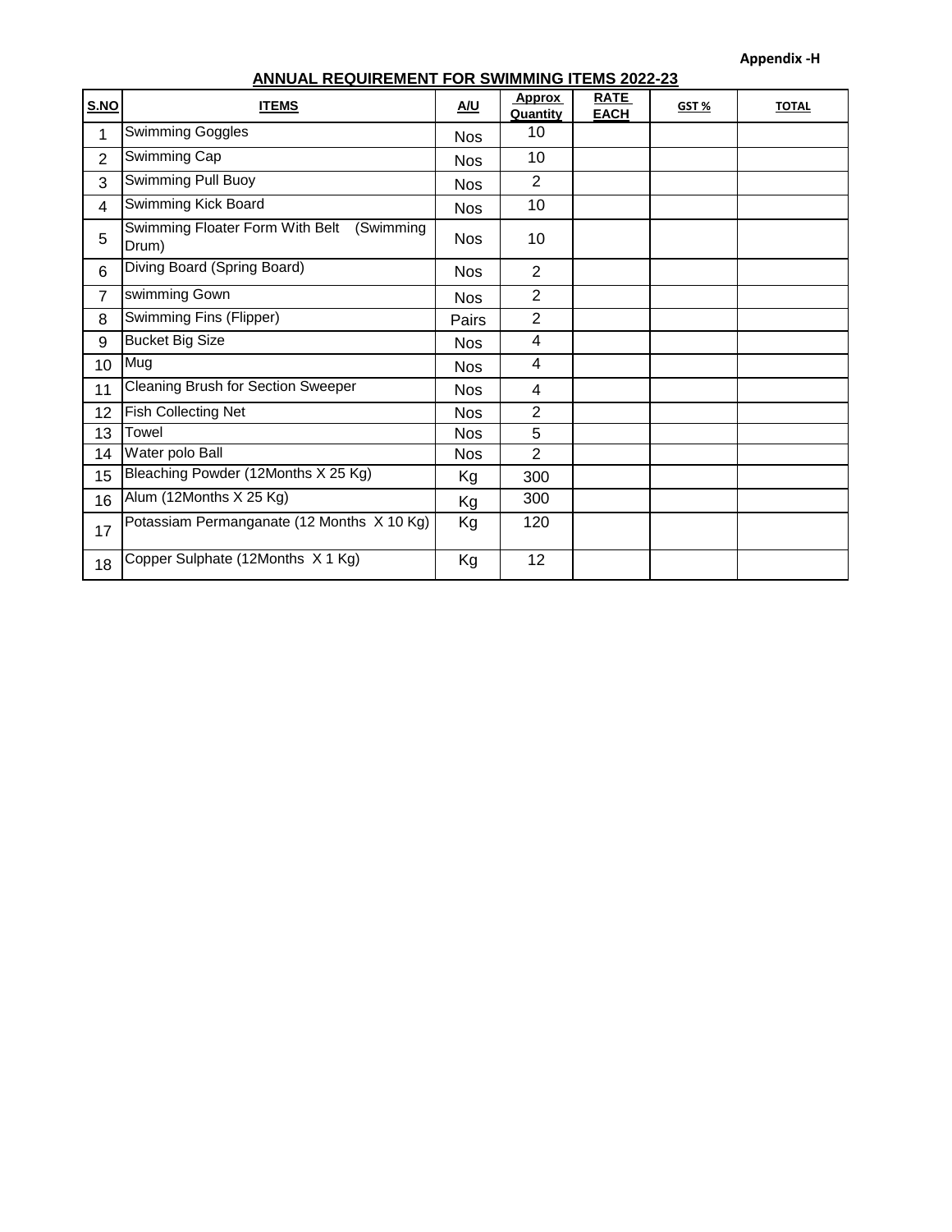**Appendix -H**

## ANNUAL REQUIREMENT FOR SWIMMING ITEMS 2022-23

| S.NO | ITEMS | A/U | Approx Quantity | RATE EACH | GST % | TOTAL |
|---|---|---|---|---|---|---|
| 1 | Swimming Goggles | Nos | 10 | | | |
| 2 | Swimming Cap | Nos | 10 | | | |
| 3 | Swimming Pull Buoy | Nos | 2 | | | |
| 4 | Swimming Kick Board | Nos | 10 | | | |
| 5 | Swimming Floater Form With Belt (Swimming Drum) | Nos | 10 | | | |
| 6 | Diving Board (Spring Board) | Nos | 2 | | | |
| 7 | swimming Gown | Nos | 2 | | | |
| 8 | Swimming Fins (Flipper) | Pairs | 2 | | | |
| 9 | Bucket Big Size | Nos | 4 | | | |
| 10 | Mug | Nos | 4 | | | |
| 11 | Cleaning Brush for Section Sweeper | Nos | 4 | | | |
| 12 | Fish Collecting Net | Nos | 2 | | | |
| 13 | Towel | Nos | 5 | | | |
| 14 | Water polo Ball | Nos | 2 | | | |
| 15 | Bleaching Powder (12Months X 25 Kg) | Kg | 300 | | | |
| 16 | Alum (12Months X 25 Kg) | Kg | 300 | | | |
| 17 | Potassiam Permanganate (12 Months X 10 Kg) | Kg | 120 | | | |
| 18 | Copper Sulphate (12Months X 1 Kg) | Kg | 12 | | | |